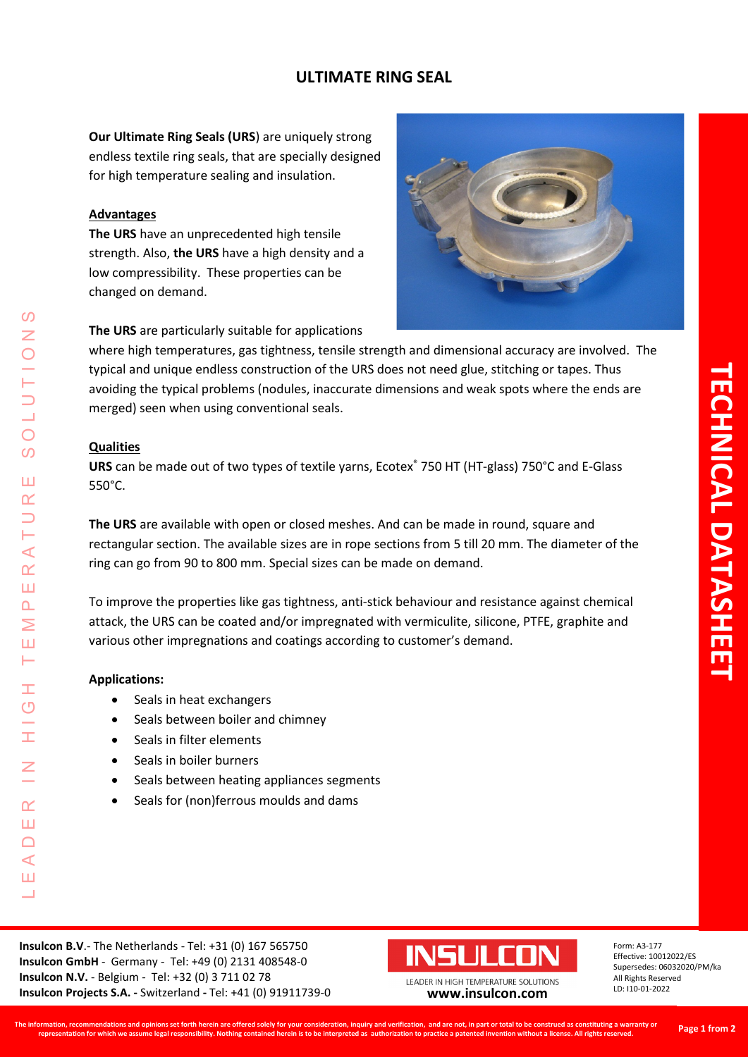# ULTIMATE RING SEAL

**Our Ultimate Ring Seals (URS**) are uniquely strong endless textile ring seals, that are specially designed for high temperature sealing and insulation.

## Advantages

**The URS** have an unprecedented high tensile strength. Also, **the URS** have a high density and a low compressibility. These properties can be changed on demand.

**The URS** are particularly suitable for applications where high temperatures, gas tightness, tensile strength and dimensional accuracy are involved. The typical and unique endless construction of the URS does not need glue, stitching or tapes. Thus avoiding the typical problems (nodules, inaccurate dimensions and weak spots where the ends are merged) seen when using conventional seals.

## Qualities

**URS** can be made out of two types of textile yarns, Ecotex® 750 HT (HT-glass) 750°C and E-Glass 550°C.

**The URS** are available with open or closed meshes. And can be made in round, square and rectangular section. The available sizes are in rope sections from 5 till 20 mm. The diameter of the ring can go from 90 to 800 mm. Special sizes can be made on demand.

To improve the properties like gas tightness, anti-stick behaviour and resistance against chemical attack, the URS can be coated and/or impregnated with vermiculite, silicone, PTFE, graphite and various other impregnations and coatings according to customer's demand.

**Applications:**

- Seals in heat exchangers
- Seals between boiler and chimney
- Seals in filter elements
- Seals in boiler burners
- Seals between heating appliances segments
- Seals for (non)ferrous moulds and dams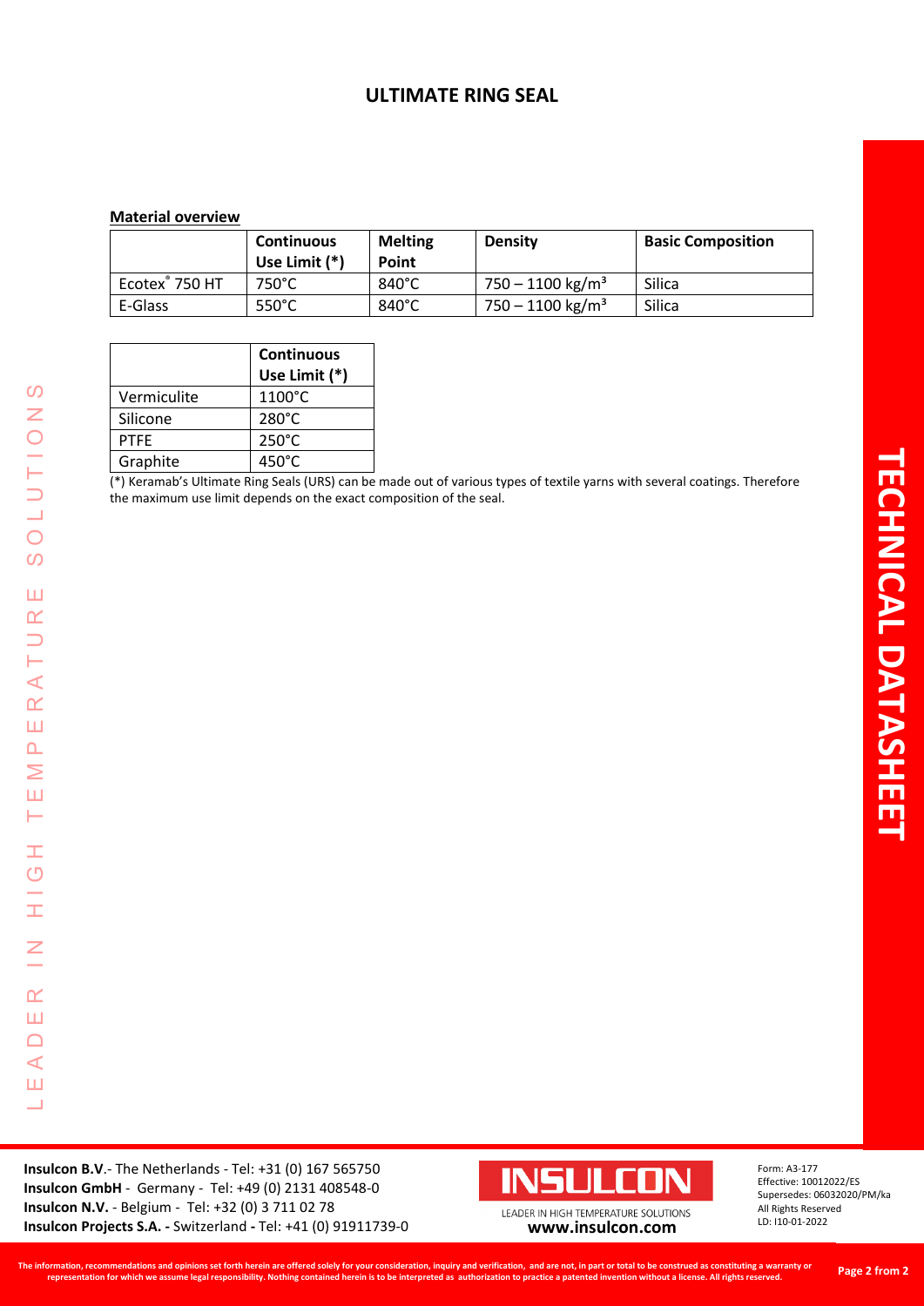# ULTIMATE RING SEAL

**Material overview**

| | Continuous Use Limit (*) | Melting Point | Density | Basic Composition |
|---|---|---|---|---|
| Ecotex® 750 HT | 750°C | 840°C | 750 – 1100 kg/m³ | Silica |
| E-Glass | 550°C | 840°C | 750 – 1100 kg/m³ | Silica |

| | Continuous Use Limit (*) |
|---|---|
| Vermiculite | 1100°C |
| Silicone | 280°C |
| PTFE | 250°C |
| Graphite | 450°C |

(*) Keramab's Ultimate Ring Seals (URS) can be made out of various types of textile yarns with several coatings. Therefore the maximum use limit depends on the exact composition of the seal.

**Insulcon B.V**.- The Netherlands - Tel: +31 (0) 167 565750
**Insulcon GmbH** - Germany - Tel: +49 (0) 2131 408548-0
**Insulcon N.V.** - Belgium - Tel: +32 (0) 3 711 02 78
**Insulcon Projects S.A.** - Switzerland - Tel: +41 (0) 91911739-0

INSULCON
LEADER IN HIGH TEMPERATURE SOLUTIONS
**www.insulcon.com**

Form: A3-177
Effective: 10012022/ES
Supersedes: 06032020/PM/ka
All Rights Reserved
LD: I10-01-2022

**The information, recommendations and opinions set forth herein are offered solely for your consideration, inquiry and verification, and are not, in part or total to be construed as constituting a warranty or representation for which we assume legal responsibility. Nothing contained herein is to be interpreted as authorization to practice a patented invention without a license. All rights reserved.**